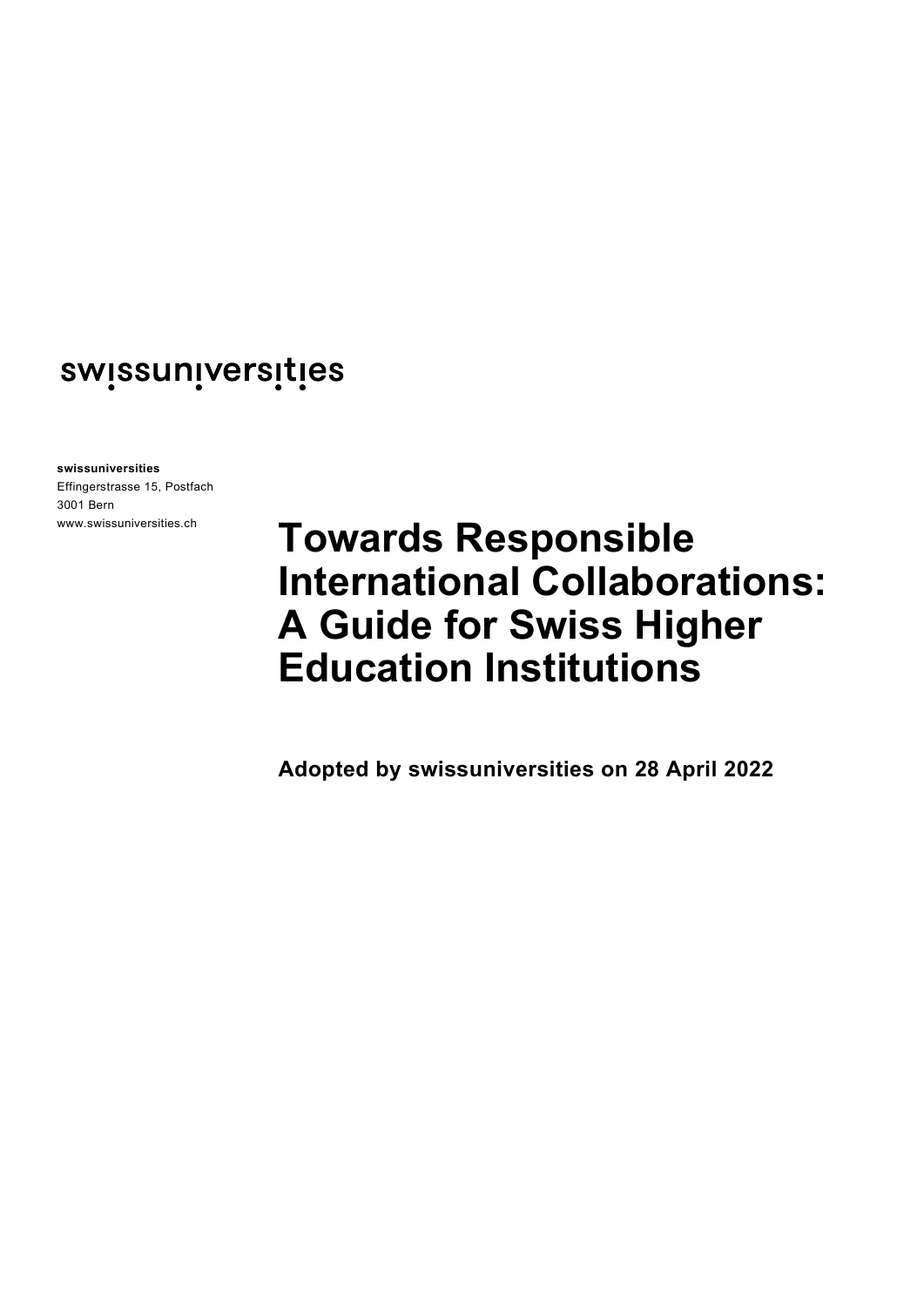swissuniversities

**swissuniversities**
Effingerstrasse 15, Postfach
3001 Bern
www.swissuniversities.ch

# Towards Responsible International Collaborations: A Guide for Swiss Higher Education Institutions

**Adopted by swissuniversities on 28 April 2022**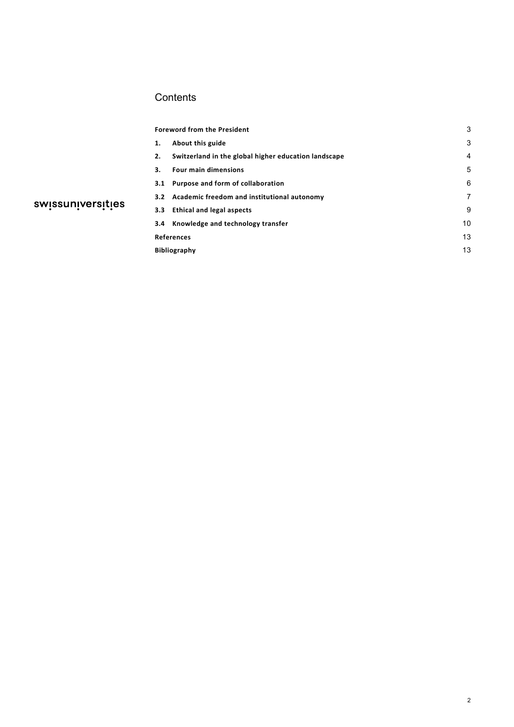## Contents

| | Page |
|---|---|
| **Foreword from the President** | 3 |
| **1. About this guide** | 3 |
| **2. Switzerland in the global higher education landscape** | 4 |
| **3. Four main dimensions** | 5 |
| **3.1 Purpose and form of collaboration** | 6 |
| **3.2 Academic freedom and institutional autonomy** | 7 |
| **3.3 Ethical and legal aspects** | 9 |
| **3.4 Knowledge and technology transfer** | 10 |
| **References** | 13 |
| **Bibliography** | 13 |

swissuniversities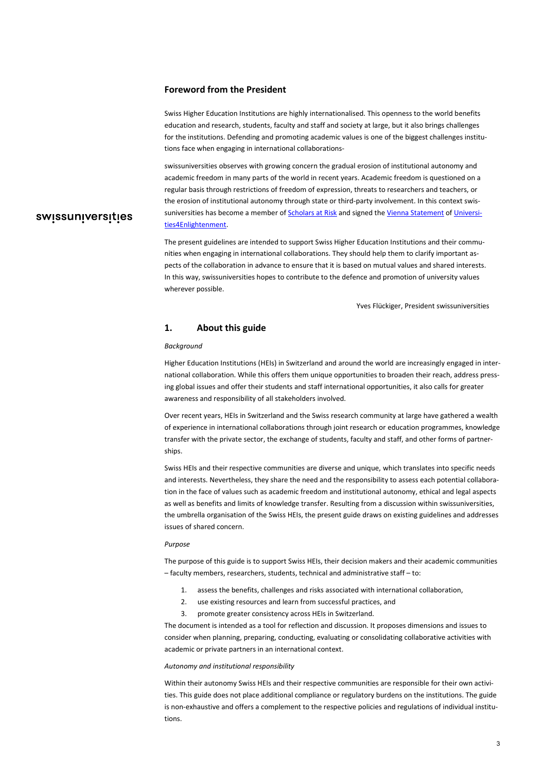## Foreword from the President

Swiss Higher Education Institutions are highly internationalised. This openness to the world benefits education and research, students, faculty and staff and society at large, but it also brings challenges for the institutions. Defending and promoting academic values is one of the biggest challenges institutions face when engaging in international collaborations-

swissuniversities observes with growing concern the gradual erosion of institutional autonomy and academic freedom in many parts of the world in recent years. Academic freedom is questioned on a regular basis through restrictions of freedom of expression, threats to researchers and teachers, or the erosion of institutional autonomy through state or third-party involvement. In this context swissuniversities has become a member of Scholars at Risk and signed the Vienna Statement of Universities4Enlightenment.

The present guidelines are intended to support Swiss Higher Education Institutions and their communities when engaging in international collaborations. They should help them to clarify important aspects of the collaboration in advance to ensure that it is based on mutual values and shared interests. In this way, swissuniversities hopes to contribute to the defence and promotion of university values wherever possible.

Yves Flückiger, President swissuniversities

## 1. About this guide

*Background*

Higher Education Institutions (HEIs) in Switzerland and around the world are increasingly engaged in international collaboration. While this offers them unique opportunities to broaden their reach, address pressing global issues and offer their students and staff international opportunities, it also calls for greater awareness and responsibility of all stakeholders involved.

Over recent years, HEIs in Switzerland and the Swiss research community at large have gathered a wealth of experience in international collaborations through joint research or education programmes, knowledge transfer with the private sector, the exchange of students, faculty and staff, and other forms of partnerships.

Swiss HEIs and their respective communities are diverse and unique, which translates into specific needs and interests. Nevertheless, they share the need and the responsibility to assess each potential collaboration in the face of values such as academic freedom and institutional autonomy, ethical and legal aspects as well as benefits and limits of knowledge transfer. Resulting from a discussion within swissuniversities, the umbrella organisation of the Swiss HEIs, the present guide draws on existing guidelines and addresses issues of shared concern.

*Purpose*

The purpose of this guide is to support Swiss HEIs, their decision makers and their academic communities – faculty members, researchers, students, technical and administrative staff – to:

1. assess the benefits, challenges and risks associated with international collaboration,
2. use existing resources and learn from successful practices, and
3. promote greater consistency across HEIs in Switzerland.

The document is intended as a tool for reflection and discussion. It proposes dimensions and issues to consider when planning, preparing, conducting, evaluating or consolidating collaborative activities with academic or private partners in an international context.

*Autonomy and institutional responsibility*

Within their autonomy Swiss HEIs and their respective communities are responsible for their own activities. This guide does not place additional compliance or regulatory burdens on the institutions. The guide is non-exhaustive and offers a complement to the respective policies and regulations of individual institutions.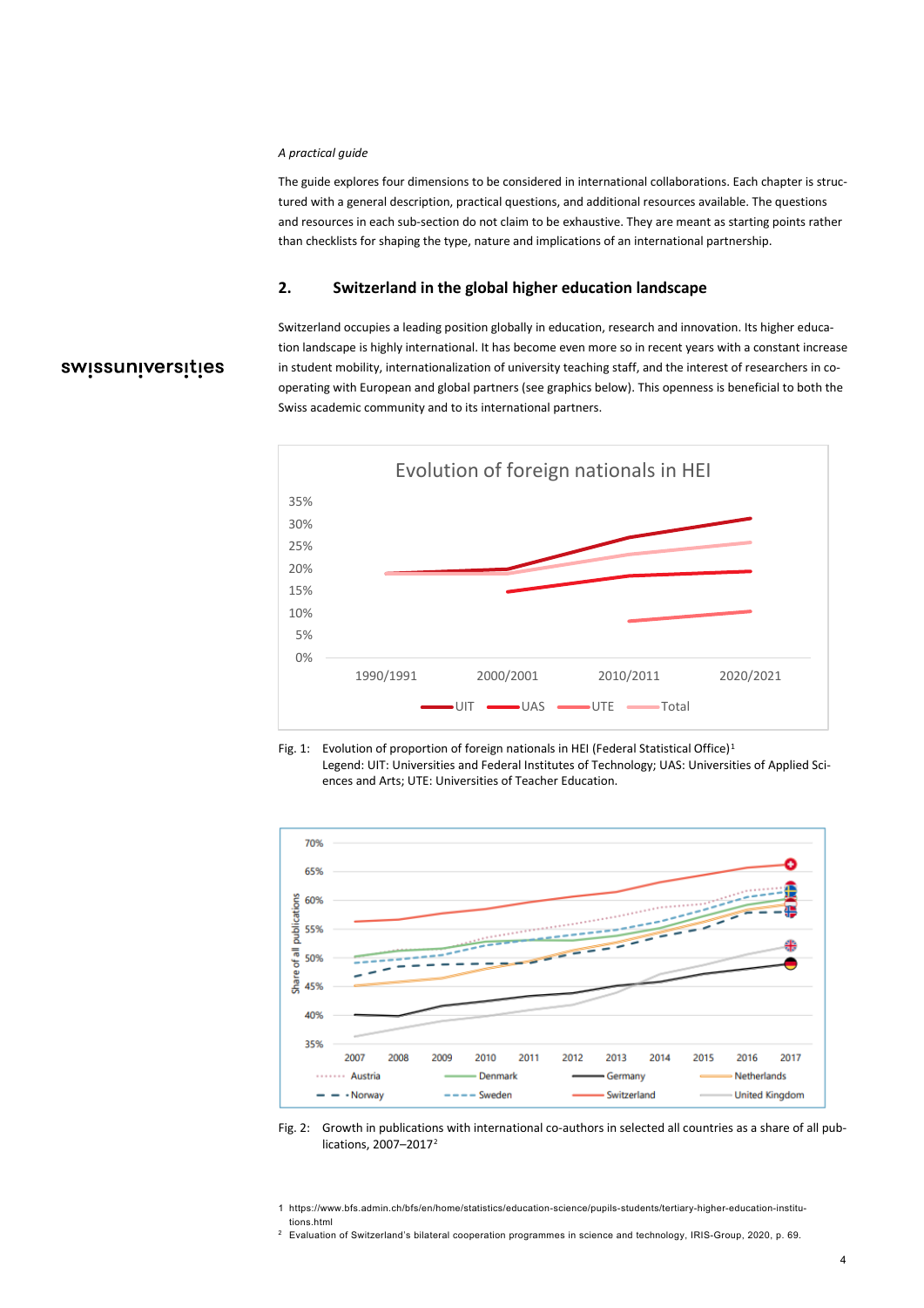*A practical guide*

The guide explores four dimensions to be considered in international collaborations. Each chapter is structured with a general description, practical questions, and additional resources available. The questions and resources in each sub-section do not claim to be exhaustive. They are meant as starting points rather than checklists for shaping the type, nature and implications of an international partnership.

## 2. Switzerland in the global higher education landscape

Switzerland occupies a leading position globally in education, research and innovation. Its higher education landscape is highly international. It has become even more so in recent years with a constant increase in student mobility, internationalization of university teaching staff, and the interest of researchers in cooperating with European and global partners (see graphics below). This openness is beneficial to both the Swiss academic community and to its international partners.

Fig. 1: Evolution of proportion of foreign nationals in HEI (Federal Statistical Office)[1]
Legend: UIT: Universities and Federal Institutes of Technology; UAS: Universities of Applied Sciences and Arts; UTE: Universities of Teacher Education.

Fig. 2: Growth in publications with international co-authors in selected all countries as a share of all publications, 2007–2017[2]

1 https://www.bfs.admin.ch/bfs/en/home/statistics/education-science/pupils-students/tertiary-higher-education-institutions.html

2 Evaluation of Switzerland's bilateral cooperation programmes in science and technology, IRIS-Group, 2020, p. 69.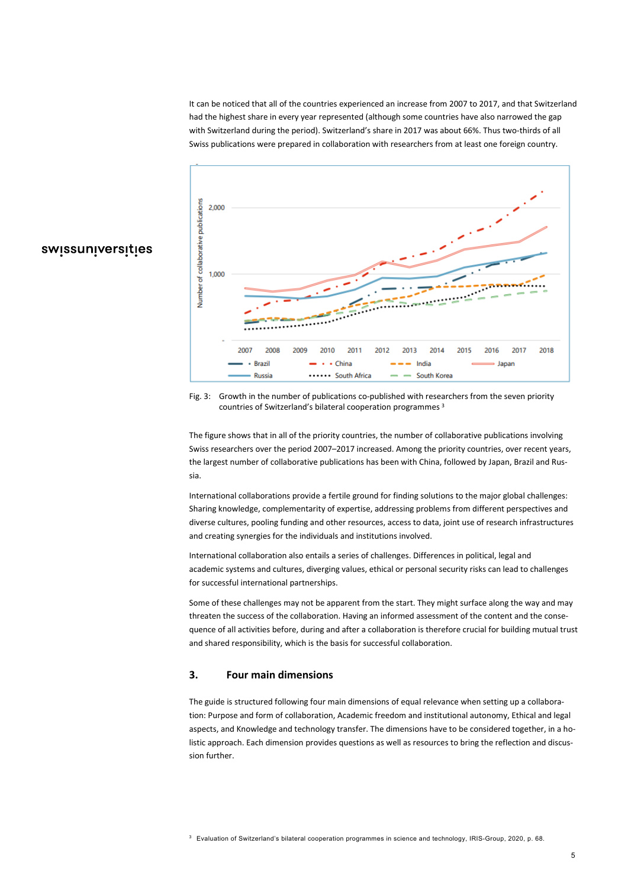It can be noticed that all of the countries experienced an increase from 2007 to 2017, and that Switzerland had the highest share in every year represented (although some countries have also narrowed the gap with Switzerland during the period). Switzerland's share in 2017 was about 66%. Thus two-thirds of all Swiss publications were prepared in collaboration with researchers from at least one foreign country.

Fig. 3: Growth in the number of publications co-published with researchers from the seven priority countries of Switzerland's bilateral cooperation programmes [3]

The figure shows that in all of the priority countries, the number of collaborative publications involving Swiss researchers over the period 2007–2017 increased. Among the priority countries, over recent years, the largest number of collaborative publications has been with China, followed by Japan, Brazil and Russia.

International collaborations provide a fertile ground for finding solutions to the major global challenges: Sharing knowledge, complementarity of expertise, addressing problems from different perspectives and diverse cultures, pooling funding and other resources, access to data, joint use of research infrastructures and creating synergies for the individuals and institutions involved.

International collaboration also entails a series of challenges. Differences in political, legal and academic systems and cultures, diverging values, ethical or personal security risks can lead to challenges for successful international partnerships.

Some of these challenges may not be apparent from the start. They might surface along the way and may threaten the success of the collaboration. Having an informed assessment of the content and the consequence of all activities before, during and after a collaboration is therefore crucial for building mutual trust and shared responsibility, which is the basis for successful collaboration.

## 3. Four main dimensions

The guide is structured following four main dimensions of equal relevance when setting up a collaboration: Purpose and form of collaboration, Academic freedom and institutional autonomy, Ethical and legal aspects, and Knowledge and technology transfer. The dimensions have to be considered together, in a holistic approach. Each dimension provides questions as well as resources to bring the reflection and discussion further.

[3] Evaluation of Switzerland's bilateral cooperation programmes in science and technology, IRIS-Group, 2020, p. 68.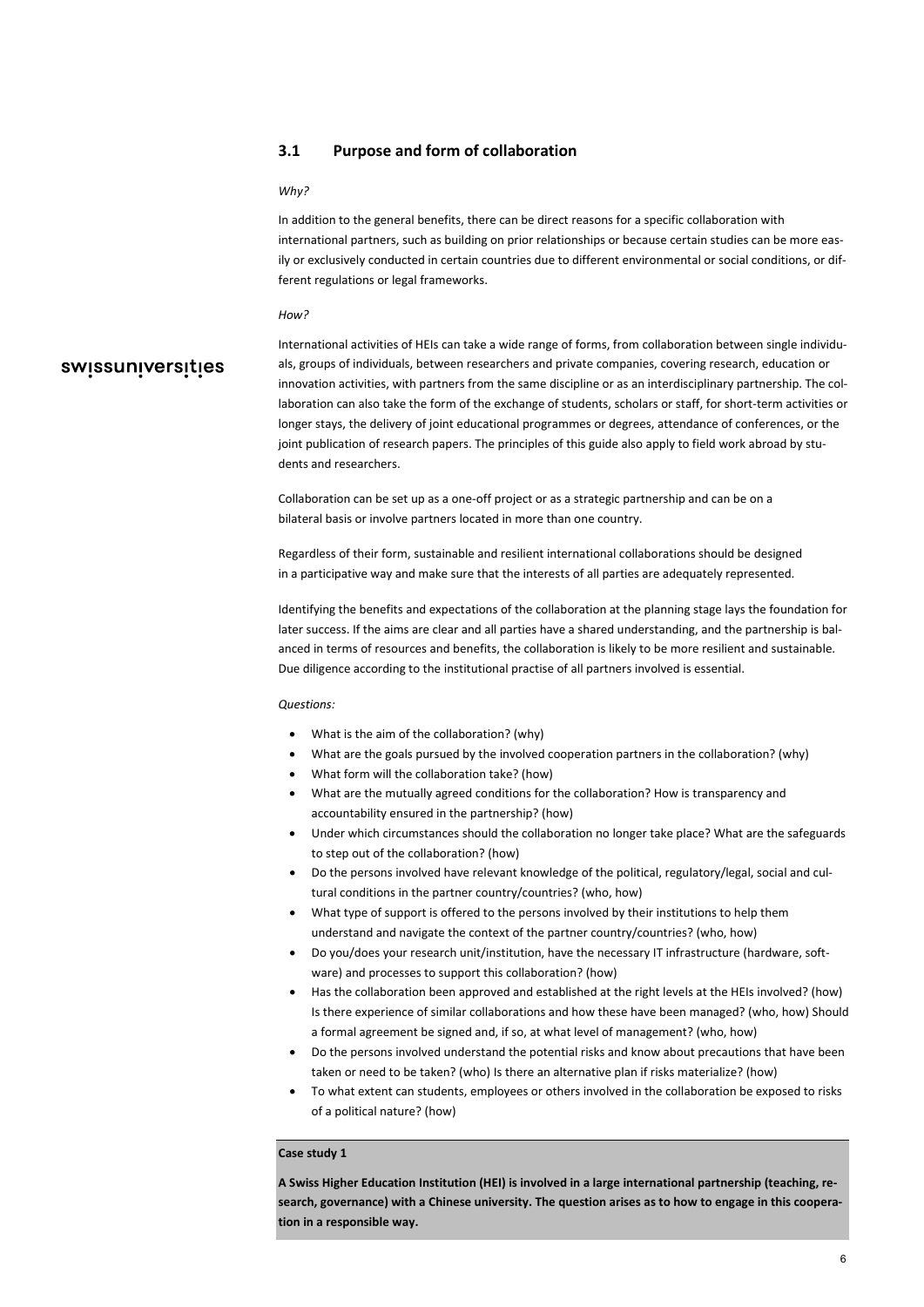## 3.1 Purpose and form of collaboration

*Why?*

In addition to the general benefits, there can be direct reasons for a specific collaboration with international partners, such as building on prior relationships or because certain studies can be more easily or exclusively conducted in certain countries due to different environmental or social conditions, or different regulations or legal frameworks.

*How?*

International activities of HEIs can take a wide range of forms, from collaboration between single individuals, groups of individuals, between researchers and private companies, covering research, education or innovation activities, with partners from the same discipline or as an interdisciplinary partnership. The collaboration can also take the form of the exchange of students, scholars or staff, for short-term activities or longer stays, the delivery of joint educational programmes or degrees, attendance of conferences, or the joint publication of research papers. The principles of this guide also apply to field work abroad by students and researchers.

Collaboration can be set up as a one-off project or as a strategic partnership and can be on a bilateral basis or involve partners located in more than one country.

Regardless of their form, sustainable and resilient international collaborations should be designed in a participative way and make sure that the interests of all parties are adequately represented.

Identifying the benefits and expectations of the collaboration at the planning stage lays the foundation for later success. If the aims are clear and all parties have a shared understanding, and the partnership is balanced in terms of resources and benefits, the collaboration is likely to be more resilient and sustainable. Due diligence according to the institutional practise of all partners involved is essential.

*Questions:*

- What is the aim of the collaboration? (why)
- What are the goals pursued by the involved cooperation partners in the collaboration? (why)
- What form will the collaboration take? (how)
- What are the mutually agreed conditions for the collaboration? How is transparency and accountability ensured in the partnership? (how)
- Under which circumstances should the collaboration no longer take place? What are the safeguards to step out of the collaboration? (how)
- Do the persons involved have relevant knowledge of the political, regulatory/legal, social and cultural conditions in the partner country/countries? (who, how)
- What type of support is offered to the persons involved by their institutions to help them understand and navigate the context of the partner country/countries? (who, how)
- Do you/does your research unit/institution, have the necessary IT infrastructure (hardware, software) and processes to support this collaboration? (how)
- Has the collaboration been approved and established at the right levels at the HEIs involved? (how) Is there experience of similar collaborations and how these have been managed? (who, how) Should a formal agreement be signed and, if so, at what level of management? (who, how)
- Do the persons involved understand the potential risks and know about precautions that have been taken or need to be taken? (who) Is there an alternative plan if risks materialize? (how)
- To what extent can students, employees or others involved in the collaboration be exposed to risks of a political nature? (how)

**Case study 1**

**A Swiss Higher Education Institution (HEI) is involved in a large international partnership (teaching, research, governance) with a Chinese university. The question arises as to how to engage in this cooperation in a responsible way.**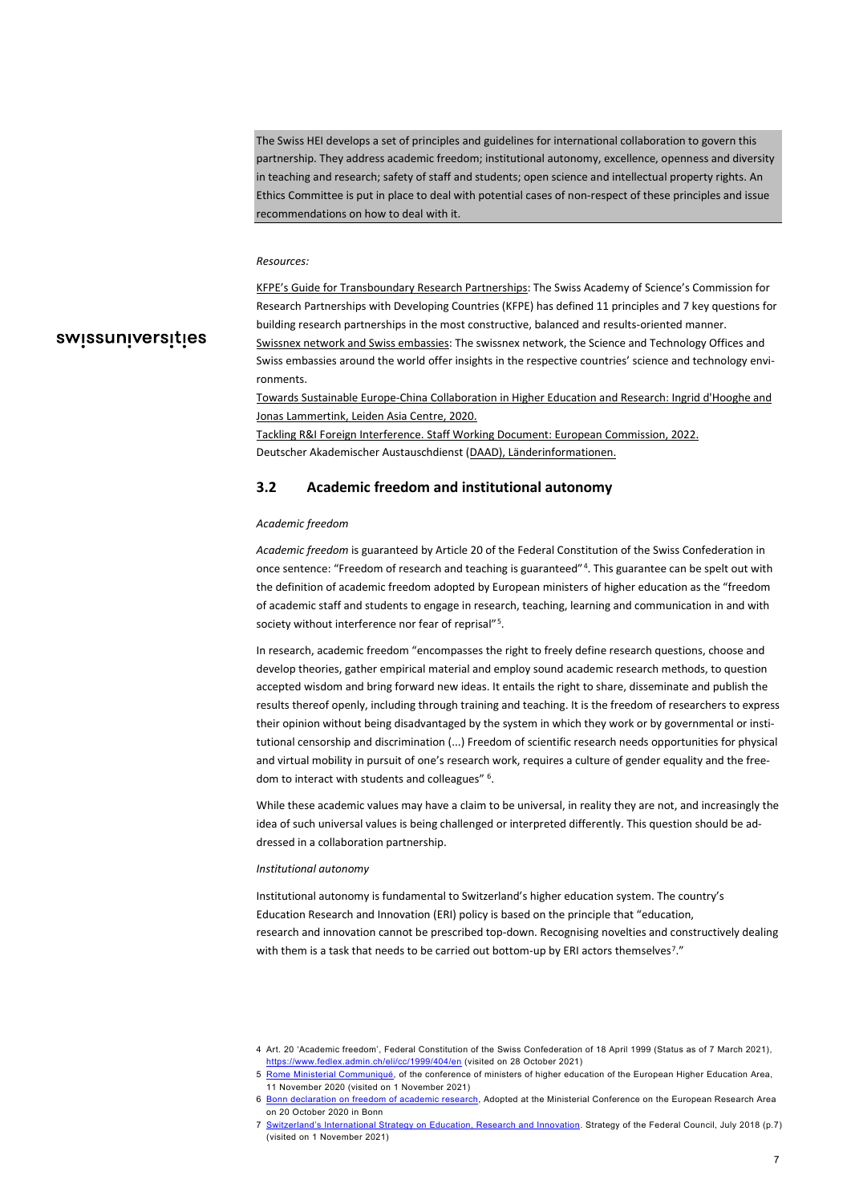The Swiss HEI develops a set of principles and guidelines for international collaboration to govern this partnership. They address academic freedom; institutional autonomy, excellence, openness and diversity in teaching and research; safety of staff and students; open science and intellectual property rights. An Ethics Committee is put in place to deal with potential cases of non-respect of these principles and issue recommendations on how to deal with it.

*Resources:*

KFPE's Guide for Transboundary Research Partnerships: The Swiss Academy of Science's Commission for Research Partnerships with Developing Countries (KFPE) has defined 11 principles and 7 key questions for building research partnerships in the most constructive, balanced and results-oriented manner.
Swissnex network and Swiss embassies: The swissnex network, the Science and Technology Offices and Swiss embassies around the world offer insights in the respective countries' science and technology environments.
Towards Sustainable Europe-China Collaboration in Higher Education and Research: Ingrid d'Hooghe and Jonas Lammertink, Leiden Asia Centre, 2020.
Tackling R&I Foreign Interference. Staff Working Document: European Commission, 2022.
Deutscher Akademischer Austauschdienst (DAAD), Länderinformationen.

## 3.2 Academic freedom and institutional autonomy

*Academic freedom*

*Academic freedom* is guaranteed by Article 20 of the Federal Constitution of the Swiss Confederation in once sentence: "Freedom of research and teaching is guaranteed"[4]. This guarantee can be spelt out with the definition of academic freedom adopted by European ministers of higher education as the "freedom of academic staff and students to engage in research, teaching, learning and communication in and with society without interference nor fear of reprisal"[5].

In research, academic freedom "encompasses the right to freely define research questions, choose and develop theories, gather empirical material and employ sound academic research methods, to question accepted wisdom and bring forward new ideas. It entails the right to share, disseminate and publish the results thereof openly, including through training and teaching. It is the freedom of researchers to express their opinion without being disadvantaged by the system in which they work or by governmental or institutional censorship and discrimination (...) Freedom of scientific research needs opportunities for physical and virtual mobility in pursuit of one's research work, requires a culture of gender equality and the freedom to interact with students and colleagues" [6].

While these academic values may have a claim to be universal, in reality they are not, and increasingly the idea of such universal values is being challenged or interpreted differently. This question should be addressed in a collaboration partnership.

*Institutional autonomy*

Institutional autonomy is fundamental to Switzerland's higher education system. The country's Education Research and Innovation (ERI) policy is based on the principle that "education, research and innovation cannot be prescribed top-down. Recognising novelties and constructively dealing with them is a task that needs to be carried out bottom-up by ERI actors themselves[7]."

---

4 Art. 20 'Academic freedom', Federal Constitution of the Swiss Confederation of 18 April 1999 (Status as of 7 March 2021), https://www.fedlex.admin.ch/eli/cc/1999/404/en (visited on 28 October 2021)

5 Rome Ministerial Communiqué, of the conference of ministers of higher education of the European Higher Education Area, 11 November 2020 (visited on 1 November 2021)

6 Bonn declaration on freedom of academic research, Adopted at the Ministerial Conference on the European Research Area on 20 October 2020 in Bonn

7 Switzerland's International Strategy on Education, Research and Innovation. Strategy of the Federal Council, July 2018 (p.7) (visited on 1 November 2021)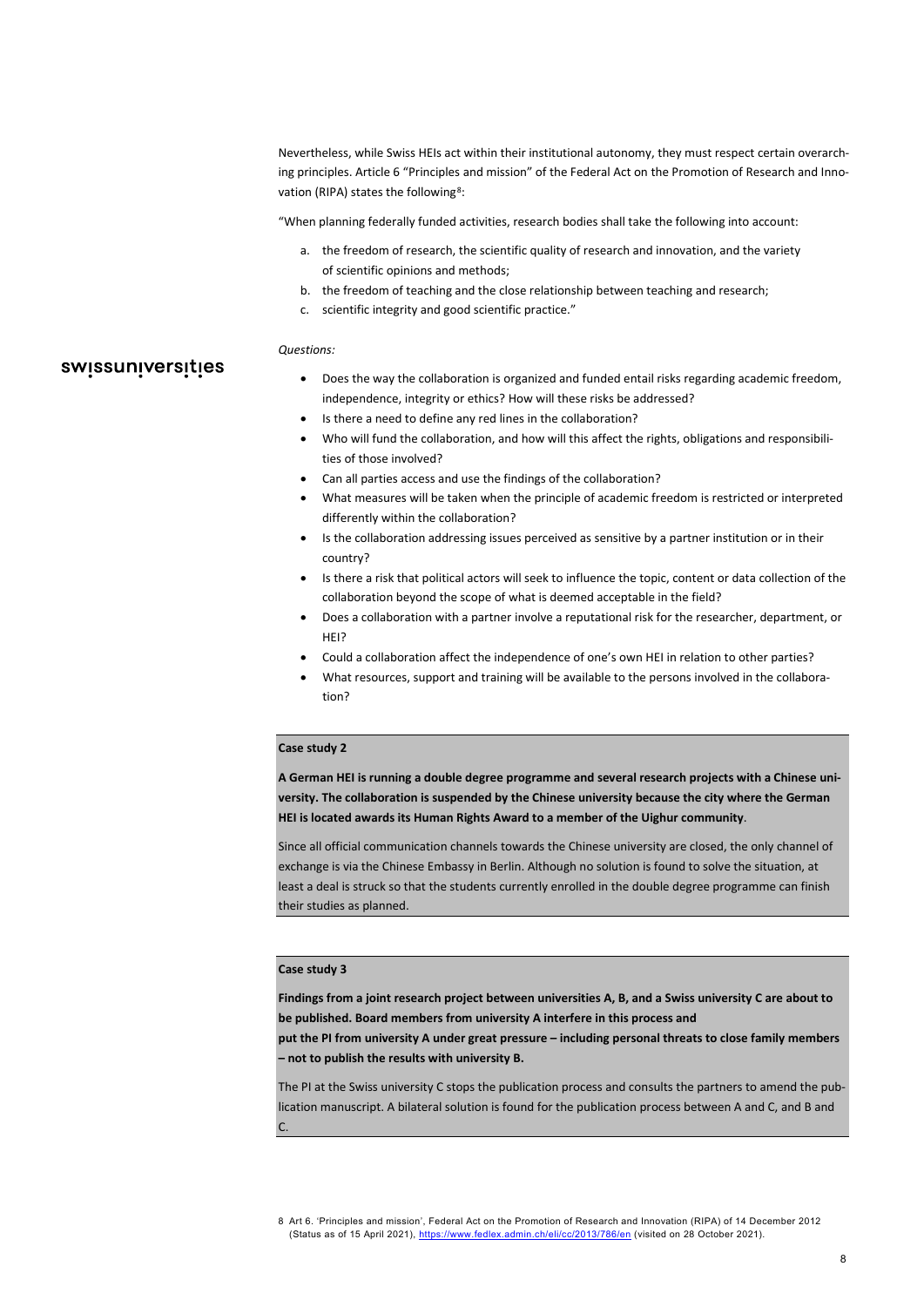Nevertheless, while Swiss HEIs act within their institutional autonomy, they must respect certain overarching principles. Article 6 "Principles and mission" of the Federal Act on the Promotion of Research and Innovation (RIPA) states the following[8]:

"When planning federally funded activities, research bodies shall take the following into account:

a. the freedom of research, the scientific quality of research and innovation, and the variety of scientific opinions and methods;
b. the freedom of teaching and the close relationship between teaching and research;
c. scientific integrity and good scientific practice."

*Questions:*

- Does the way the collaboration is organized and funded entail risks regarding academic freedom, independence, integrity or ethics? How will these risks be addressed?
- Is there a need to define any red lines in the collaboration?
- Who will fund the collaboration, and how will this affect the rights, obligations and responsibilities of those involved?
- Can all parties access and use the findings of the collaboration?
- What measures will be taken when the principle of academic freedom is restricted or interpreted differently within the collaboration?
- Is the collaboration addressing issues perceived as sensitive by a partner institution or in their country?
- Is there a risk that political actors will seek to influence the topic, content or data collection of the collaboration beyond the scope of what is deemed acceptable in the field?
- Does a collaboration with a partner involve a reputational risk for the researcher, department, or HEI?
- Could a collaboration affect the independence of one's own HEI in relation to other parties?
- What resources, support and training will be available to the persons involved in the collaboration?

**Case study 2**

**A German HEI is running a double degree programme and several research projects with a Chinese university. The collaboration is suspended by the Chinese university because the city where the German HEI is located awards its Human Rights Award to a member of the Uighur community**.

Since all official communication channels towards the Chinese university are closed, the only channel of exchange is via the Chinese Embassy in Berlin. Although no solution is found to solve the situation, at least a deal is struck so that the students currently enrolled in the double degree programme can finish their studies as planned.

**Case study 3**

**Findings from a joint research project between universities A, B, and a Swiss university C are about to be published. Board members from university A interfere in this process and put the PI from university A under great pressure – including personal threats to close family members – not to publish the results with university B.**

The PI at the Swiss university C stops the publication process and consults the partners to amend the publication manuscript. A bilateral solution is found for the publication process between A and C, and B and C.

8 Art 6. 'Principles and mission', Federal Act on the Promotion of Research and Innovation (RIPA) of 14 December 2012 (Status as of 15 April 2021), https://www.fedlex.admin.ch/eli/cc/2013/786/en (visited on 28 October 2021).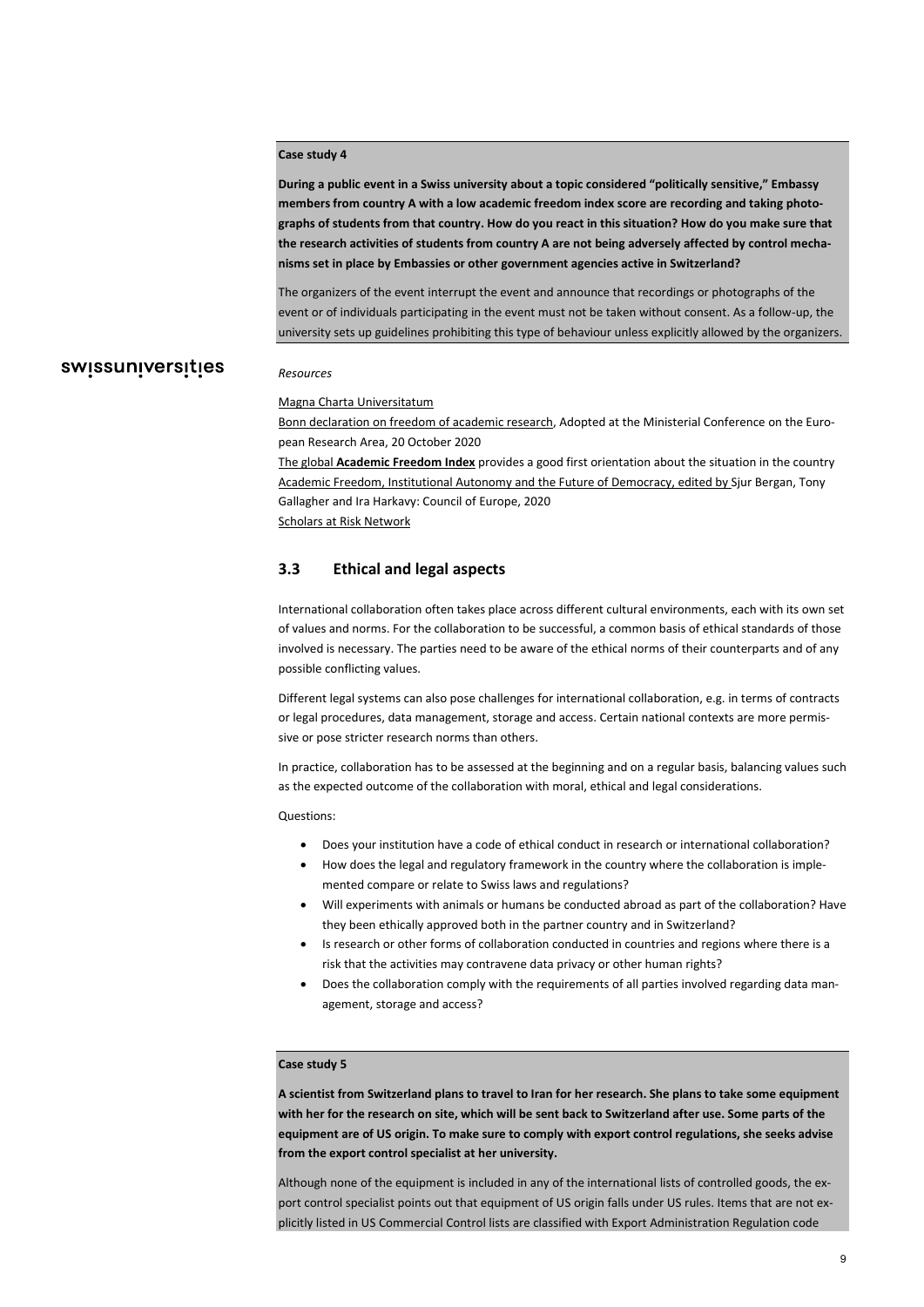**Case study 4**

**During a public event in a Swiss university about a topic considered "politically sensitive," Embassy members from country A with a low academic freedom index score are recording and taking photographs of students from that country. How do you react in this situation? How do you make sure that the research activities of students from country A are not being adversely affected by control mechanisms set in place by Embassies or other government agencies active in Switzerland?**

The organizers of the event interrupt the event and announce that recordings or photographs of the event or of individuals participating in the event must not be taken without consent. As a follow-up, the university sets up guidelines prohibiting this type of behaviour unless explicitly allowed by the organizers.

*Resources*

Magna Charta Universitatum
Bonn declaration on freedom of academic research, Adopted at the Ministerial Conference on the European Research Area, 20 October 2020
The global **Academic Freedom Index** provides a good first orientation about the situation in the country
Academic Freedom, Institutional Autonomy and the Future of Democracy, edited by Sjur Bergan, Tony Gallagher and Ira Harkavy: Council of Europe, 2020
Scholars at Risk Network

## 3.3 Ethical and legal aspects

International collaboration often takes place across different cultural environments, each with its own set of values and norms. For the collaboration to be successful, a common basis of ethical standards of those involved is necessary. The parties need to be aware of the ethical norms of their counterparts and of any possible conflicting values.

Different legal systems can also pose challenges for international collaboration, e.g. in terms of contracts or legal procedures, data management, storage and access. Certain national contexts are more permissive or pose stricter research norms than others.

In practice, collaboration has to be assessed at the beginning and on a regular basis, balancing values such as the expected outcome of the collaboration with moral, ethical and legal considerations.

Questions:

- Does your institution have a code of ethical conduct in research or international collaboration?
- How does the legal and regulatory framework in the country where the collaboration is implemented compare or relate to Swiss laws and regulations?
- Will experiments with animals or humans be conducted abroad as part of the collaboration? Have they been ethically approved both in the partner country and in Switzerland?
- Is research or other forms of collaboration conducted in countries and regions where there is a risk that the activities may contravene data privacy or other human rights?
- Does the collaboration comply with the requirements of all parties involved regarding data management, storage and access?

**Case study 5**

**A scientist from Switzerland plans to travel to Iran for her research. She plans to take some equipment with her for the research on site, which will be sent back to Switzerland after use. Some parts of the equipment are of US origin. To make sure to comply with export control regulations, she seeks advise from the export control specialist at her university.**

Although none of the equipment is included in any of the international lists of controlled goods, the export control specialist points out that equipment of US origin falls under US rules. Items that are not explicitly listed in US Commercial Control lists are classified with Export Administration Regulation code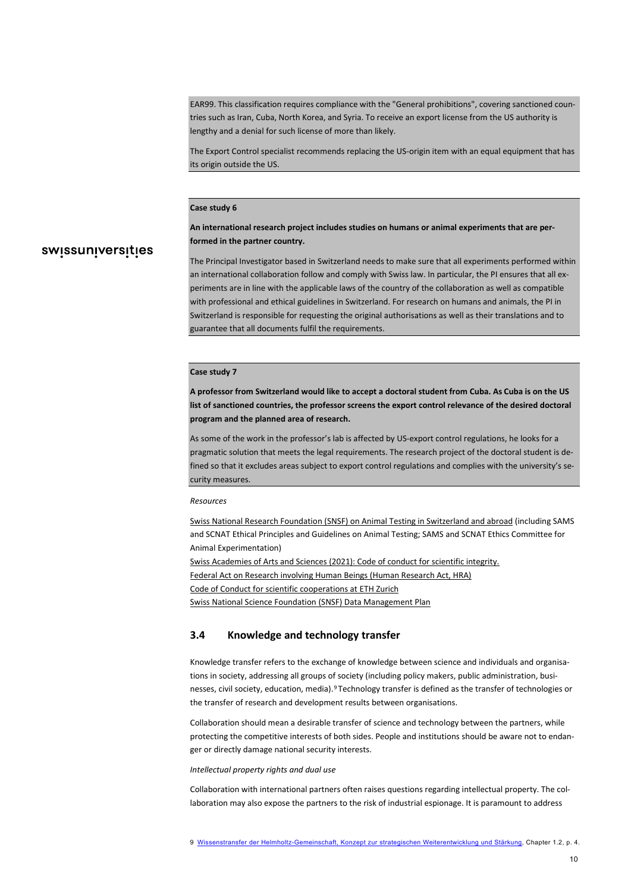EAR99. This classification requires compliance with the "General prohibitions", covering sanctioned countries such as Iran, Cuba, North Korea, and Syria. To receive an export license from the US authority is lengthy and a denial for such license of more than likely.

The Export Control specialist recommends replacing the US-origin item with an equal equipment that has its origin outside the US.

**Case study 6**

**An international research project includes studies on humans or animal experiments that are performed in the partner country.**

The Principal Investigator based in Switzerland needs to make sure that all experiments performed within an international collaboration follow and comply with Swiss law. In particular, the PI ensures that all experiments are in line with the applicable laws of the country of the collaboration as well as compatible with professional and ethical guidelines in Switzerland. For research on humans and animals, the PI in Switzerland is responsible for requesting the original authorisations as well as their translations and to guarantee that all documents fulfil the requirements.

**Case study 7**

**A professor from Switzerland would like to accept a doctoral student from Cuba. As Cuba is on the US list of sanctioned countries, the professor screens the export control relevance of the desired doctoral program and the planned area of research.**

As some of the work in the professor's lab is affected by US-export control regulations, he looks for a pragmatic solution that meets the legal requirements. The research project of the doctoral student is defined so that it excludes areas subject to export control regulations and complies with the university's security measures.

*Resources*

Swiss National Research Foundation (SNSF) on Animal Testing in Switzerland and abroad (including SAMS and SCNAT Ethical Principles and Guidelines on Animal Testing; SAMS and SCNAT Ethics Committee for Animal Experimentation)
Swiss Academies of Arts and Sciences (2021): Code of conduct for scientific integrity.
Federal Act on Research involving Human Beings (Human Research Act, HRA)
Code of Conduct for scientific cooperations at ETH Zurich
Swiss National Science Foundation (SNSF) Data Management Plan

## 3.4 Knowledge and technology transfer

Knowledge transfer refers to the exchange of knowledge between science and individuals and organisations in society, addressing all groups of society (including policy makers, public administration, businesses, civil society, education, media).[9] Technology transfer is defined as the transfer of technologies or the transfer of research and development results between organisations.

Collaboration should mean a desirable transfer of science and technology between the partners, while protecting the competitive interests of both sides. People and institutions should be aware not to endanger or directly damage national security interests.

*Intellectual property rights and dual use*

Collaboration with international partners often raises questions regarding intellectual property. The collaboration may also expose the partners to the risk of industrial espionage. It is paramount to address

9 Wissenstransfer der Helmholtz-Gemeinschaft, Konzept zur strategischen Weiterentwicklung und Stärkung, Chapter 1.2, p. 4.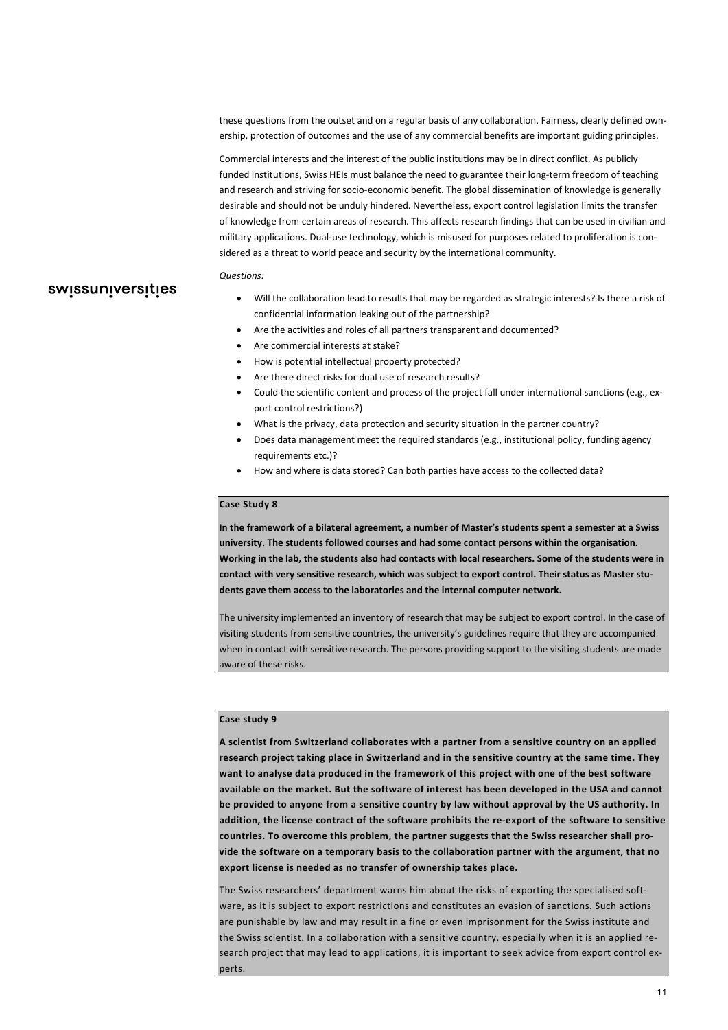these questions from the outset and on a regular basis of any collaboration. Fairness, clearly defined ownership, protection of outcomes and the use of any commercial benefits are important guiding principles.

Commercial interests and the interest of the public institutions may be in direct conflict. As publicly funded institutions, Swiss HEIs must balance the need to guarantee their long-term freedom of teaching and research and striving for socio-economic benefit. The global dissemination of knowledge is generally desirable and should not be unduly hindered. Nevertheless, export control legislation limits the transfer of knowledge from certain areas of research. This affects research findings that can be used in civilian and military applications. Dual-use technology, which is misused for purposes related to proliferation is considered as a threat to world peace and security by the international community.

*Questions:*

- Will the collaboration lead to results that may be regarded as strategic interests? Is there a risk of confidential information leaking out of the partnership?
- Are the activities and roles of all partners transparent and documented?
- Are commercial interests at stake?
- How is potential intellectual property protected?
- Are there direct risks for dual use of research results?
- Could the scientific content and process of the project fall under international sanctions (e.g., export control restrictions?)
- What is the privacy, data protection and security situation in the partner country?
- Does data management meet the required standards (e.g., institutional policy, funding agency requirements etc.)?
- How and where is data stored? Can both parties have access to the collected data?

**Case Study 8**

**In the framework of a bilateral agreement, a number of Master's students spent a semester at a Swiss university. The students followed courses and had some contact persons within the organisation. Working in the lab, the students also had contacts with local researchers. Some of the students were in contact with very sensitive research, which was subject to export control. Their status as Master students gave them access to the laboratories and the internal computer network.**

The university implemented an inventory of research that may be subject to export control. In the case of visiting students from sensitive countries, the university's guidelines require that they are accompanied when in contact with sensitive research. The persons providing support to the visiting students are made aware of these risks.

**Case study 9**

**A scientist from Switzerland collaborates with a partner from a sensitive country on an applied research project taking place in Switzerland and in the sensitive country at the same time. They want to analyse data produced in the framework of this project with one of the best software available on the market. But the software of interest has been developed in the USA and cannot be provided to anyone from a sensitive country by law without approval by the US authority. In addition, the license contract of the software prohibits the re-export of the software to sensitive countries. To overcome this problem, the partner suggests that the Swiss researcher shall provide the software on a temporary basis to the collaboration partner with the argument, that no export license is needed as no transfer of ownership takes place.**

The Swiss researchers' department warns him about the risks of exporting the specialised software, as it is subject to export restrictions and constitutes an evasion of sanctions. Such actions are punishable by law and may result in a fine or even imprisonment for the Swiss institute and the Swiss scientist. In a collaboration with a sensitive country, especially when it is an applied research project that may lead to applications, it is important to seek advice from export control experts.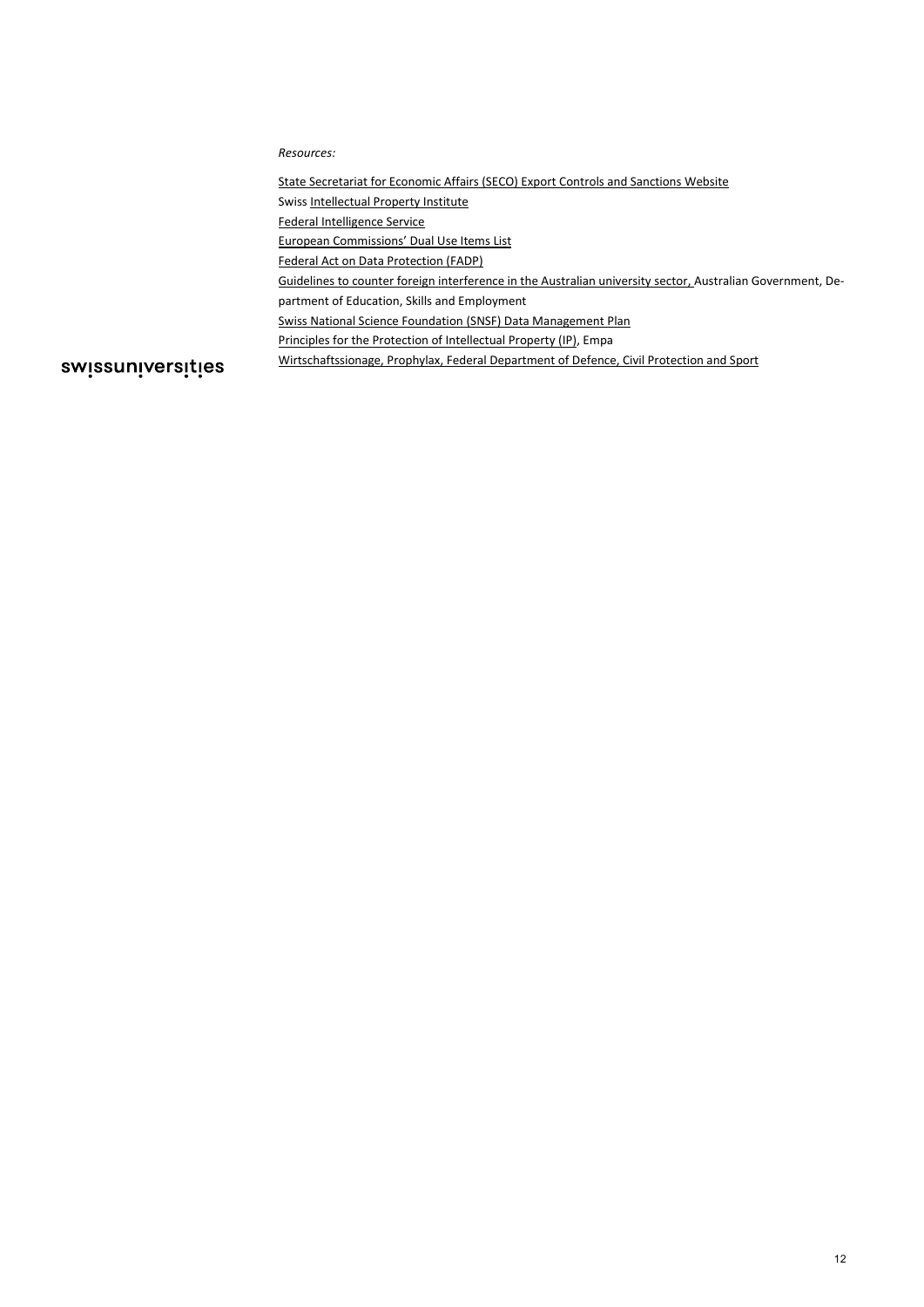*Resources:*

State Secretariat for Economic Affairs (SECO) Export Controls and Sanctions Website
Swiss Intellectual Property Institute
Federal Intelligence Service
European Commissions' Dual Use Items List
Federal Act on Data Protection (FADP)
Guidelines to counter foreign interference in the Australian university sector, Australian Government, Department of Education, Skills and Employment
Swiss National Science Foundation (SNSF) Data Management Plan
Principles for the Protection of Intellectual Property (IP), Empa
Wirtschaftssionage, Prophylax, Federal Department of Defence, Civil Protection and Sport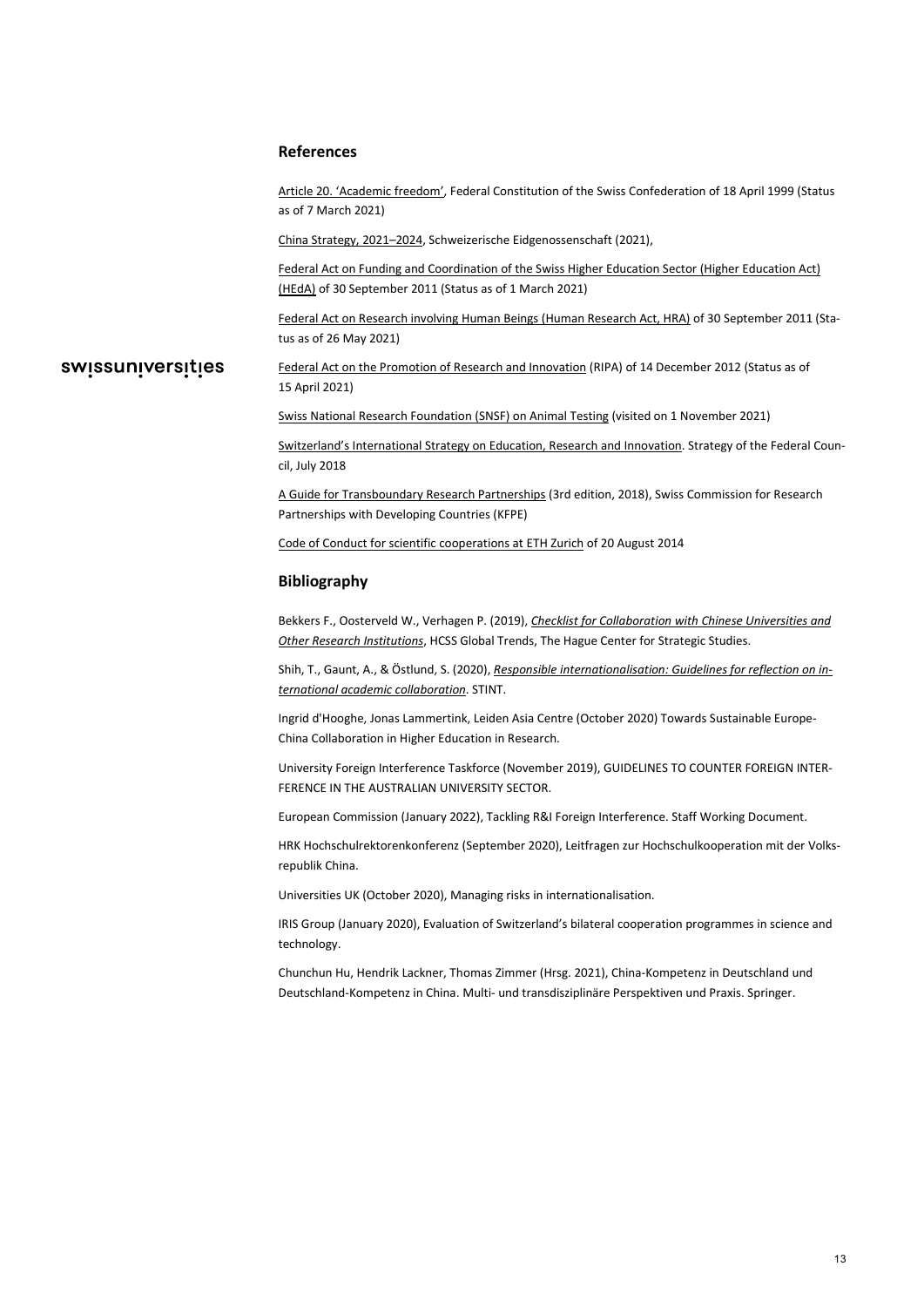## References

Article 20. 'Academic freedom', Federal Constitution of the Swiss Confederation of 18 April 1999 (Status as of 7 March 2021)

China Strategy, 2021–2024, Schweizerische Eidgenossenschaft (2021),

Federal Act on Funding and Coordination of the Swiss Higher Education Sector (Higher Education Act) (HEdA) of 30 September 2011 (Status as of 1 March 2021)

Federal Act on Research involving Human Beings (Human Research Act, HRA) of 30 September 2011 (Status as of 26 May 2021)

Federal Act on the Promotion of Research and Innovation (RIPA) of 14 December 2012 (Status as of 15 April 2021)

Swiss National Research Foundation (SNSF) on Animal Testing (visited on 1 November 2021)

Switzerland's International Strategy on Education, Research and Innovation. Strategy of the Federal Council, July 2018

A Guide for Transboundary Research Partnerships (3rd edition, 2018), Swiss Commission for Research Partnerships with Developing Countries (KFPE)

Code of Conduct for scientific cooperations at ETH Zurich of 20 August 2014

## Bibliography

Bekkers F., Oosterveld W., Verhagen P. (2019), *Checklist for Collaboration with Chinese Universities and Other Research Institutions*, HCSS Global Trends, The Hague Center for Strategic Studies.

Shih, T., Gaunt, A., & Östlund, S. (2020), *Responsible internationalisation: Guidelines for reflection on international academic collaboration*. STINT.

Ingrid d'Hooghe, Jonas Lammertink, Leiden Asia Centre (October 2020) Towards Sustainable Europe-China Collaboration in Higher Education in Research.

University Foreign Interference Taskforce (November 2019), GUIDELINES TO COUNTER FOREIGN INTERFERENCE IN THE AUSTRALIAN UNIVERSITY SECTOR.

European Commission (January 2022), Tackling R&I Foreign Interference. Staff Working Document.

HRK Hochschulrektorenkonferenz (September 2020), Leitfragen zur Hochschulkooperation mit der Volksrepublik China.

Universities UK (October 2020), Managing risks in internationalisation.

IRIS Group (January 2020), Evaluation of Switzerland's bilateral cooperation programmes in science and technology.

Chunchun Hu, Hendrik Lackner, Thomas Zimmer (Hrsg. 2021), China-Kompetenz in Deutschland und Deutschland-Kompetenz in China. Multi- und transdisziplinäre Perspektiven und Praxis. Springer.